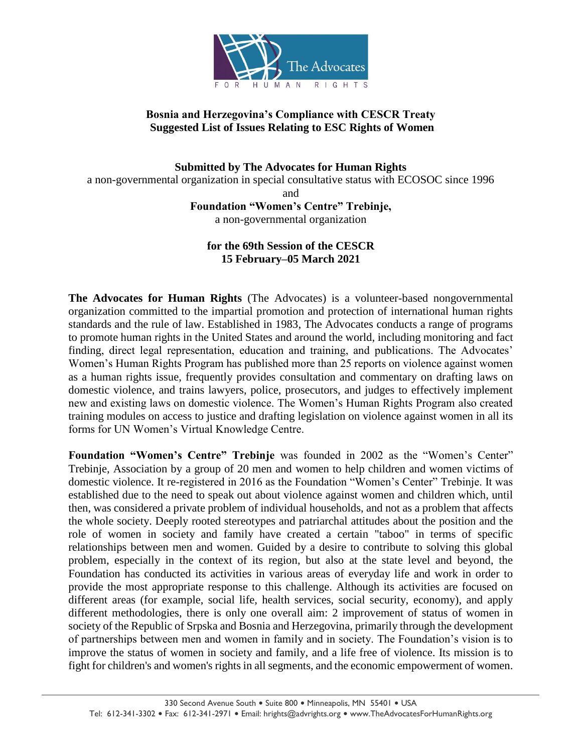**Bosnia and Herzegovina's Compliance with CESCR Treaty**
**Suggested List of Issues Relating to ESC Rights of Women**

**Submitted by The Advocates for Human Rights**
a non-governmental organization in special consultative status with ECOSOC since 1996
and
**Foundation "Women's Centre" Trebinje,**
a non-governmental organization

**for the 69th Session of the CESCR**
**15 February–05 March 2021**

**The Advocates for Human Rights** (The Advocates) is a volunteer-based nongovernmental organization committed to the impartial promotion and protection of international human rights standards and the rule of law. Established in 1983, The Advocates conducts a range of programs to promote human rights in the United States and around the world, including monitoring and fact finding, direct legal representation, education and training, and publications. The Advocates' Women's Human Rights Program has published more than 25 reports on violence against women as a human rights issue, frequently provides consultation and commentary on drafting laws on domestic violence, and trains lawyers, police, prosecutors, and judges to effectively implement new and existing laws on domestic violence. The Women's Human Rights Program also created training modules on access to justice and drafting legislation on violence against women in all its forms for UN Women's Virtual Knowledge Centre.

**Foundation "Women's Centre" Trebinje** was founded in 2002 as the "Women's Center" Trebinje, Association by a group of 20 men and women to help children and women victims of domestic violence. It re-registered in 2016 as the Foundation "Women's Center" Trebinje. It was established due to the need to speak out about violence against women and children which, until then, was considered a private problem of individual households, and not as a problem that affects the whole society. Deeply rooted stereotypes and patriarchal attitudes about the position and the role of women in society and family have created a certain "taboo" in terms of specific relationships between men and women. Guided by a desire to contribute to solving this global problem, especially in the context of its region, but also at the state level and beyond, the Foundation has conducted its activities in various areas of everyday life and work in order to provide the most appropriate response to this challenge. Although its activities are focused on different areas (for example, social life, health services, social security, economy), and apply different methodologies, there is only one overall aim: 2 improvement of status of women in society of the Republic of Srpska and Bosnia and Herzegovina, primarily through the development of partnerships between men and women in family and in society. The Foundation's vision is to improve the status of women in society and family, and a life free of violence. Its mission is to fight for children's and women's rights in all segments, and the economic empowerment of women.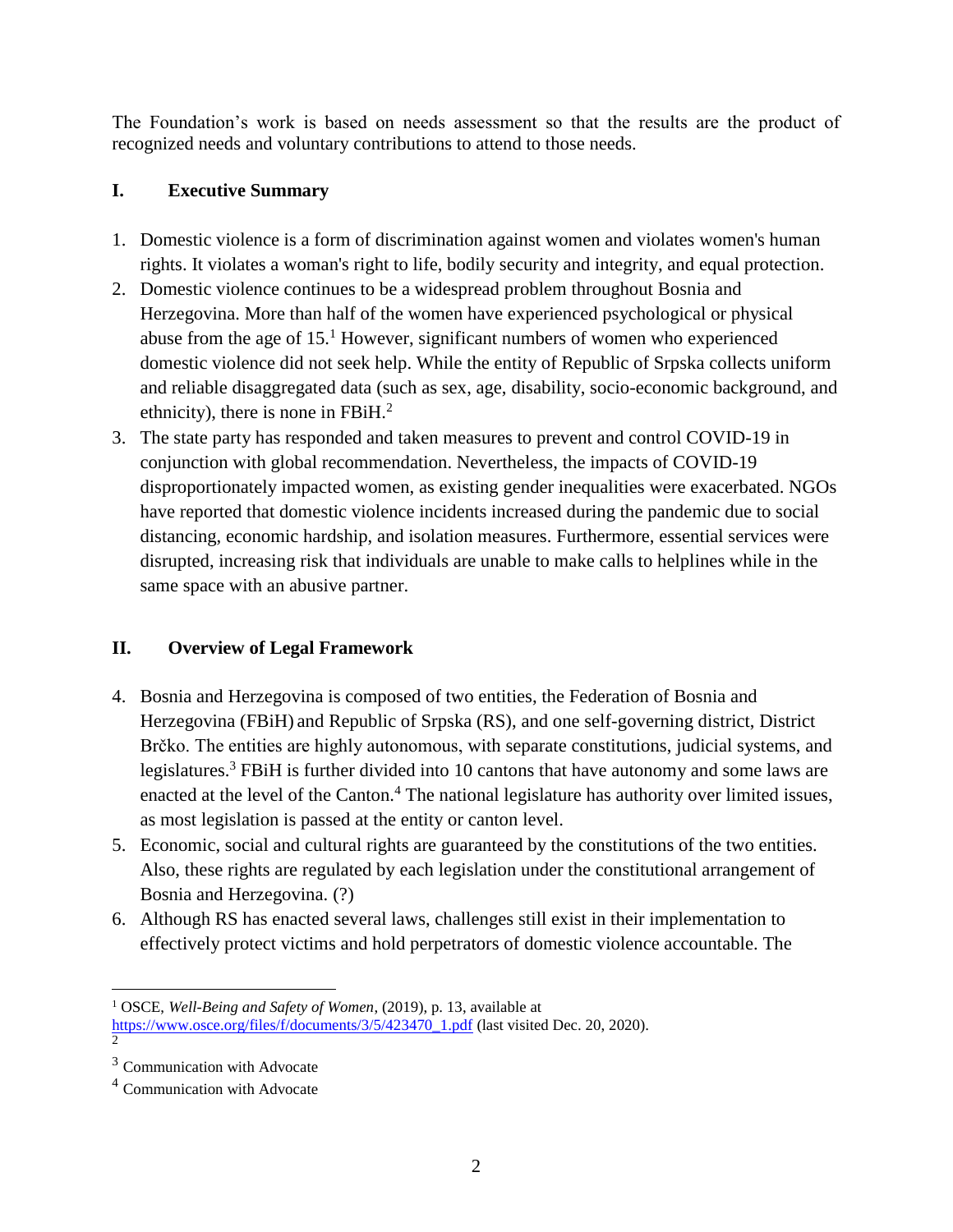The Foundation's work is based on needs assessment so that the results are the product of recognized needs and voluntary contributions to attend to those needs.

## I. Executive Summary

1. Domestic violence is a form of discrimination against women and violates women's human rights. It violates a woman's right to life, bodily security and integrity, and equal protection.
2. Domestic violence continues to be a widespread problem throughout Bosnia and Herzegovina. More than half of the women have experienced psychological or physical abuse from the age of 15.[1] However, significant numbers of women who experienced domestic violence did not seek help. While the entity of Republic of Srpska collects uniform and reliable disaggregated data (such as sex, age, disability, socio-economic background, and ethnicity), there is none in FBiH.[2]
3. The state party has responded and taken measures to prevent and control COVID-19 in conjunction with global recommendation. Nevertheless, the impacts of COVID-19 disproportionately impacted women, as existing gender inequalities were exacerbated. NGOs have reported that domestic violence incidents increased during the pandemic due to social distancing, economic hardship, and isolation measures. Furthermore, essential services were disrupted, increasing risk that individuals are unable to make calls to helplines while in the same space with an abusive partner.

## II. Overview of Legal Framework

4. Bosnia and Herzegovina is composed of two entities, the Federation of Bosnia and Herzegovina (FBiH) and Republic of Srpska (RS), and one self-governing district, District Brčko. The entities are highly autonomous, with separate constitutions, judicial systems, and legislatures.[3] FBiH is further divided into 10 cantons that have autonomy and some laws are enacted at the level of the Canton.[4] The national legislature has authority over limited issues, as most legislation is passed at the entity or canton level.
5. Economic, social and cultural rights are guaranteed by the constitutions of the two entities. Also, these rights are regulated by each legislation under the constitutional arrangement of Bosnia and Herzegovina. (?)
6. Although RS has enacted several laws, challenges still exist in their implementation to effectively protect victims and hold perpetrators of domestic violence accountable. The

---

[1] OSCE, *Well-Being and Safety of Women*, (2019), p. 13, available at https://www.osce.org/files/f/documents/3/5/423470_1.pdf (last visited Dec. 20, 2020).

[2]

[3] Communication with Advocate

[4] Communication with Advocate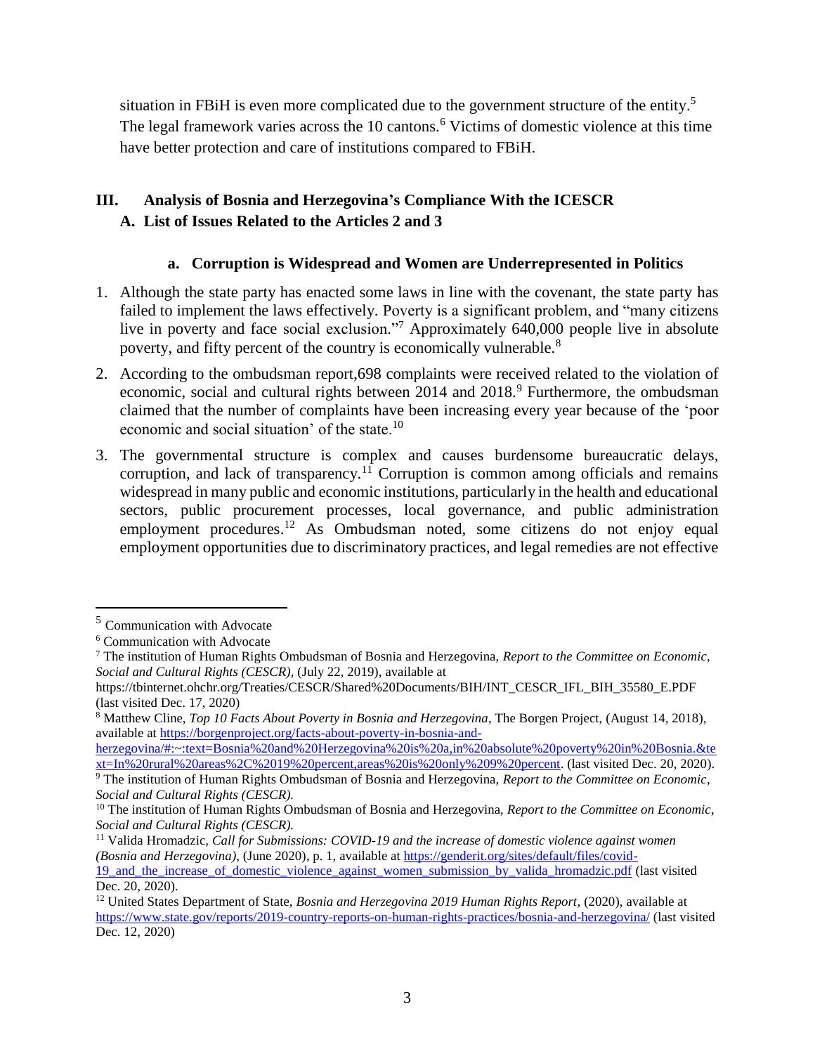situation in FBiH is even more complicated due to the government structure of the entity.[5] The legal framework varies across the 10 cantons.[6] Victims of domestic violence at this time have better protection and care of institutions compared to FBiH.

## III. Analysis of Bosnia and Herzegovina's Compliance With the ICESCR

### A. List of Issues Related to the Articles 2 and 3

#### a. Corruption is Widespread and Women are Underrepresented in Politics

1. Although the state party has enacted some laws in line with the covenant, the state party has failed to implement the laws effectively. Poverty is a significant problem, and "many citizens live in poverty and face social exclusion."[7] Approximately 640,000 people live in absolute poverty, and fifty percent of the country is economically vulnerable.[8]

2. According to the ombudsman report,698 complaints were received related to the violation of economic, social and cultural rights between 2014 and 2018.[9] Furthermore, the ombudsman claimed that the number of complaints have been increasing every year because of the 'poor economic and social situation' of the state.[10]

3. The governmental structure is complex and causes burdensome bureaucratic delays, corruption, and lack of transparency.[11] Corruption is common among officials and remains widespread in many public and economic institutions, particularly in the health and educational sectors, public procurement processes, local governance, and public administration employment procedures.[12] As Ombudsman noted, some citizens do not enjoy equal employment opportunities due to discriminatory practices, and legal remedies are not effective

---

[5] Communication with Advocate

[6] Communication with Advocate

[7] The institution of Human Rights Ombudsman of Bosnia and Herzegovina, *Report to the Committee on Economic, Social and Cultural Rights (CESCR)*, (July 22, 2019), available at https://tbinternet.ohchr.org/Treaties/CESCR/Shared%20Documents/BIH/INT_CESCR_IFL_BIH_35580_E.PDF (last visited Dec. 17, 2020)

[8] Matthew Cline, *Top 10 Facts About Poverty in Bosnia and Herzegovina*, The Borgen Project, (August 14, 2018), available at https://borgenproject.org/facts-about-poverty-in-bosnia-and-herzegovina/#:~:text=Bosnia%20and%20Herzegovina%20is%20a,in%20absolute%20poverty%20in%20Bosnia.&text=In%20rural%20areas%2C%2019%20percent,areas%20is%20only%209%20percent. (last visited Dec. 20, 2020).

[9] The institution of Human Rights Ombudsman of Bosnia and Herzegovina, *Report to the Committee on Economic, Social and Cultural Rights (CESCR).*

[10] The institution of Human Rights Ombudsman of Bosnia and Herzegovina, *Report to the Committee on Economic, Social and Cultural Rights (CESCR).*

[11] Valida Hromadzic, *Call for Submissions: COVID-19 and the increase of domestic violence against women (Bosnia and Herzegovina)*, (June 2020), p. 1, available at https://genderit.org/sites/default/files/covid-19_and_the_increase_of_domestic_violence_against_women_submission_by_valida_hromadzic.pdf (last visited Dec. 20, 2020).

[12] United States Department of State, *Bosnia and Herzegovina 2019 Human Rights Report*, (2020), available at https://www.state.gov/reports/2019-country-reports-on-human-rights-practices/bosnia-and-herzegovina/ (last visited Dec. 12, 2020)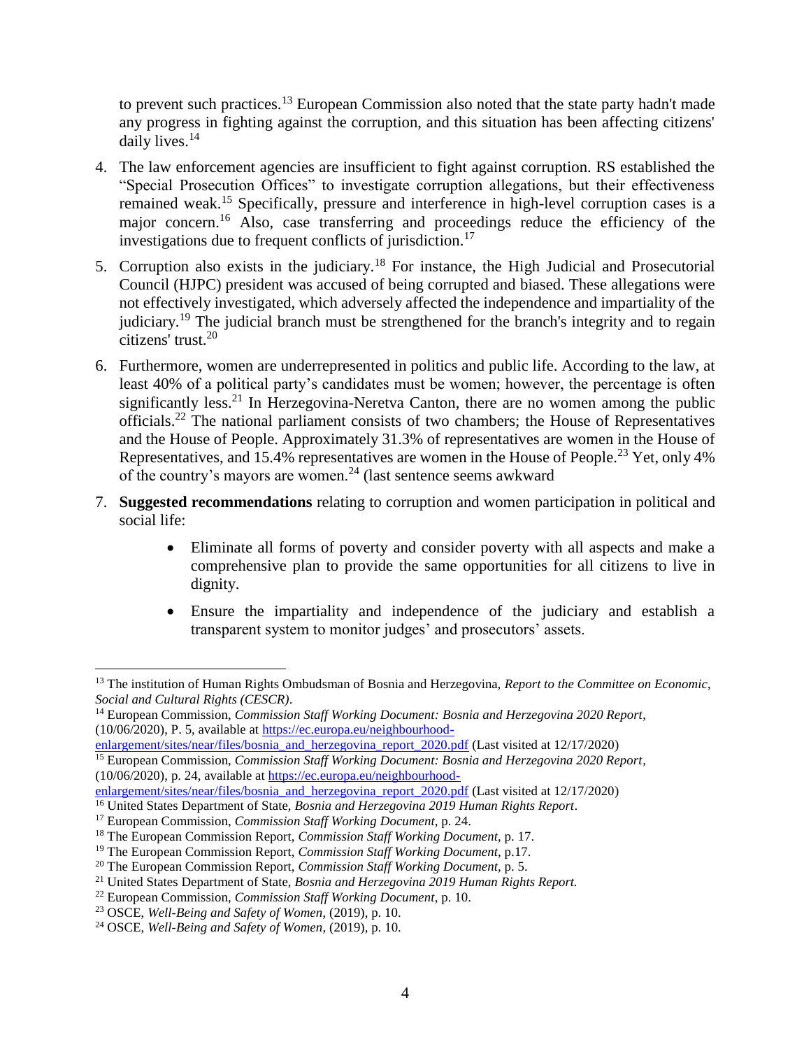to prevent such practices.[13] European Commission also noted that the state party hadn't made any progress in fighting against the corruption, and this situation has been affecting citizens' daily lives.[14]

4. The law enforcement agencies are insufficient to fight against corruption. RS established the "Special Prosecution Offices" to investigate corruption allegations, but their effectiveness remained weak.[15] Specifically, pressure and interference in high-level corruption cases is a major concern.[16] Also, case transferring and proceedings reduce the efficiency of the investigations due to frequent conflicts of jurisdiction.[17]

5. Corruption also exists in the judiciary.[18] For instance, the High Judicial and Prosecutorial Council (HJPC) president was accused of being corrupted and biased. These allegations were not effectively investigated, which adversely affected the independence and impartiality of the judiciary.[19] The judicial branch must be strengthened for the branch's integrity and to regain citizens' trust.[20]

6. Furthermore, women are underrepresented in politics and public life. According to the law, at least 40% of a political party's candidates must be women; however, the percentage is often significantly less.[21] In Herzegovina-Neretva Canton, there are no women among the public officials.[22] The national parliament consists of two chambers; the House of Representatives and the House of People. Approximately 31.3% of representatives are women in the House of Representatives, and 15.4% representatives are women in the House of People.[23] Yet, only 4% of the country's mayors are women.[24] (last sentence seems awkward

7. **Suggested recommendations** relating to corruption and women participation in political and social life:

    - Eliminate all forms of poverty and consider poverty with all aspects and make a comprehensive plan to provide the same opportunities for all citizens to live in dignity.

    - Ensure the impartiality and independence of the judiciary and establish a transparent system to monitor judges' and prosecutors' assets.

---

[13] The institution of Human Rights Ombudsman of Bosnia and Herzegovina, *Report to the Committee on Economic, Social and Cultural Rights (CESCR)*.

[14] European Commission, *Commission Staff Working Document: Bosnia and Herzegovina 2020 Report*, (10/06/2020), P. 5, available at https://ec.europa.eu/neighbourhood-enlargement/sites/near/files/bosnia_and_herzegovina_report_2020.pdf (Last visited at 12/17/2020)

[15] European Commission, *Commission Staff Working Document: Bosnia and Herzegovina 2020 Report*, (10/06/2020), p. 24, available at https://ec.europa.eu/neighbourhood-enlargement/sites/near/files/bosnia_and_herzegovina_report_2020.pdf (Last visited at 12/17/2020)

[16] United States Department of State, *Bosnia and Herzegovina 2019 Human Rights Report*.

[17] European Commission, *Commission Staff Working Document*, p. 24.

[18] The European Commission Report, *Commission Staff Working Document*, p. 17.

[19] The European Commission Report, *Commission Staff Working Document*, p.17.

[20] The European Commission Report, *Commission Staff Working Document*, p. 5.

[21] United States Department of State, *Bosnia and Herzegovina 2019 Human Rights Report.*

[22] European Commission, *Commission Staff Working Document*, p. 10.

[23] OSCE, *Well-Being and Safety of Women*, (2019), p. 10.

[24] OSCE, *Well-Being and Safety of Women*, (2019), p. 10.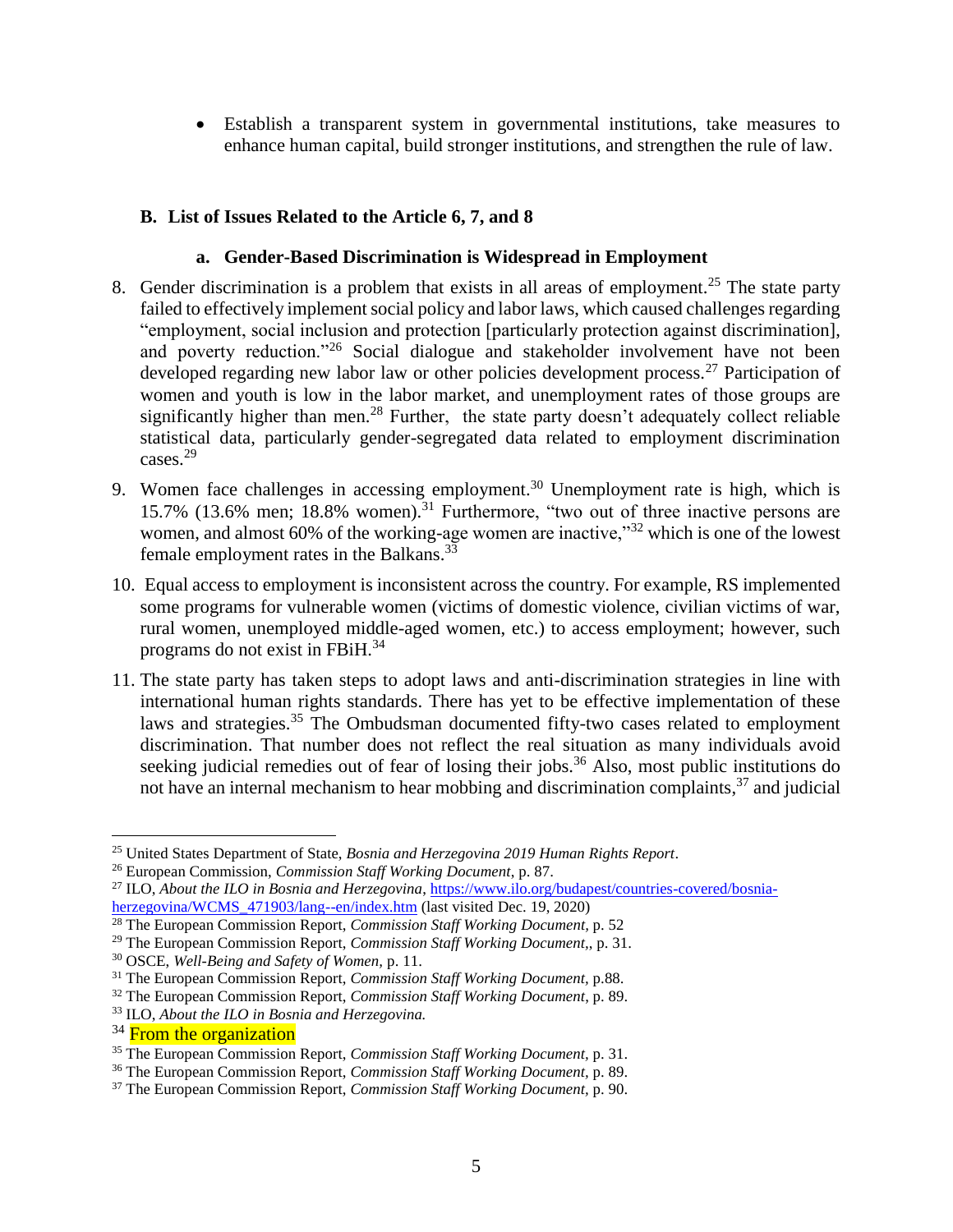- Establish a transparent system in governmental institutions, take measures to enhance human capital, build stronger institutions, and strengthen the rule of law.

### B. List of Issues Related to the Article 6, 7, and 8

#### a. Gender-Based Discrimination is Widespread in Employment

8. Gender discrimination is a problem that exists in all areas of employment.[25] The state party failed to effectively implement social policy and labor laws, which caused challenges regarding "employment, social inclusion and protection [particularly protection against discrimination], and poverty reduction."[26] Social dialogue and stakeholder involvement have not been developed regarding new labor law or other policies development process.[27] Participation of women and youth is low in the labor market, and unemployment rates of those groups are significantly higher than men.[28] Further, the state party doesn't adequately collect reliable statistical data, particularly gender-segregated data related to employment discrimination cases.[29]

9. Women face challenges in accessing employment.[30] Unemployment rate is high, which is 15.7% (13.6% men; 18.8% women).[31] Furthermore, "two out of three inactive persons are women, and almost 60% of the working-age women are inactive,"[32] which is one of the lowest female employment rates in the Balkans.[33]

10. Equal access to employment is inconsistent across the country. For example, RS implemented some programs for vulnerable women (victims of domestic violence, civilian victims of war, rural women, unemployed middle-aged women, etc.) to access employment; however, such programs do not exist in FBiH.[34]

11. The state party has taken steps to adopt laws and anti-discrimination strategies in line with international human rights standards. There has yet to be effective implementation of these laws and strategies.[35] The Ombudsman documented fifty-two cases related to employment discrimination. That number does not reflect the real situation as many individuals avoid seeking judicial remedies out of fear of losing their jobs.[36] Also, most public institutions do not have an internal mechanism to hear mobbing and discrimination complaints,[37] and judicial

---

[25] United States Department of State, *Bosnia and Herzegovina 2019 Human Rights Report*.

[26] European Commission, *Commission Staff Working Document*, p. 87.

[27] ILO, *About the ILO in Bosnia and Herzegovina*, https://www.ilo.org/budapest/countries-covered/bosnia-herzegovina/WCMS_471903/lang--en/index.htm (last visited Dec. 19, 2020)

[28] The European Commission Report, *Commission Staff Working Document*, p. 52

[29] The European Commission Report, *Commission Staff Working Document,*, p. 31.

[30] OSCE, *Well-Being and Safety of Women*, p. 11.

[31] The European Commission Report, *Commission Staff Working Document*, p.88.

[32] The European Commission Report, *Commission Staff Working Document*, p. 89.

[33] ILO, *About the ILO in Bosnia and Herzegovina.*

[34] From the organization

[35] The European Commission Report, *Commission Staff Working Document*, p. 31.

[36] The European Commission Report, *Commission Staff Working Document*, p. 89.

[37] The European Commission Report, *Commission Staff Working Document*, p. 90.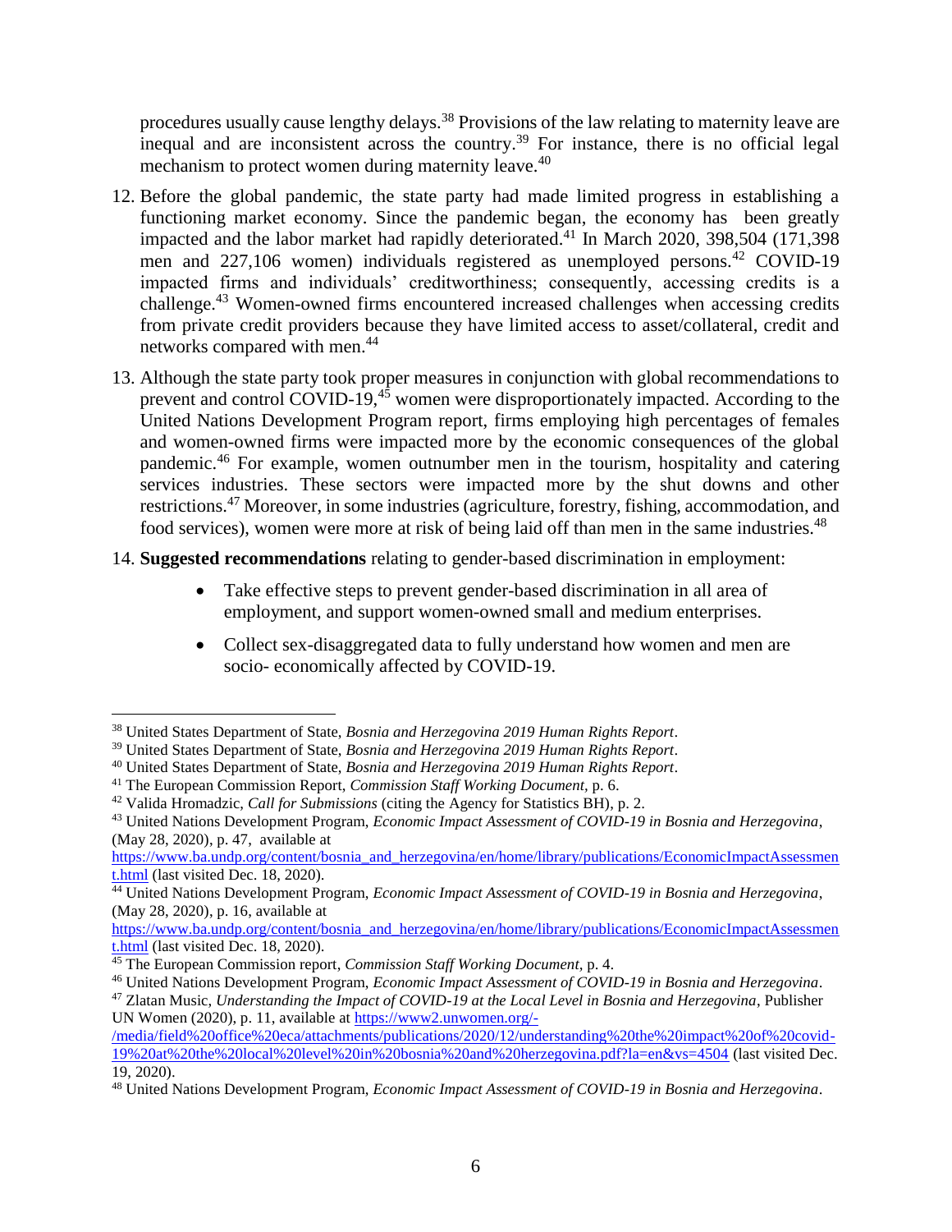procedures usually cause lengthy delays.[38] Provisions of the law relating to maternity leave are inequal and are inconsistent across the country.[39] For instance, there is no official legal mechanism to protect women during maternity leave.[40]

12. Before the global pandemic, the state party had made limited progress in establishing a functioning market economy. Since the pandemic began, the economy has been greatly impacted and the labor market had rapidly deteriorated.[41] In March 2020, 398,504 (171,398 men and 227,106 women) individuals registered as unemployed persons.[42] COVID-19 impacted firms and individuals' creditworthiness; consequently, accessing credits is a challenge.[43] Women-owned firms encountered increased challenges when accessing credits from private credit providers because they have limited access to asset/collateral, credit and networks compared with men.[44]

13. Although the state party took proper measures in conjunction with global recommendations to prevent and control COVID-19,[45] women were disproportionately impacted. According to the United Nations Development Program report, firms employing high percentages of females and women-owned firms were impacted more by the economic consequences of the global pandemic.[46] For example, women outnumber men in the tourism, hospitality and catering services industries. These sectors were impacted more by the shut downs and other restrictions.[47] Moreover, in some industries (agriculture, forestry, fishing, accommodation, and food services), women were more at risk of being laid off than men in the same industries.[48]

14. **Suggested recommendations** relating to gender-based discrimination in employment:

    - Take effective steps to prevent gender-based discrimination in all area of employment, and support women-owned small and medium enterprises.
    - Collect sex-disaggregated data to fully understand how women and men are socio- economically affected by COVID-19.

---

[38] United States Department of State, *Bosnia and Herzegovina 2019 Human Rights Report*.

[39] United States Department of State, *Bosnia and Herzegovina 2019 Human Rights Report*.

[40] United States Department of State, *Bosnia and Herzegovina 2019 Human Rights Report*.

[41] The European Commission Report, *Commission Staff Working Document*, p. 6.

[42] Valida Hromadzic, *Call for Submissions* (citing the Agency for Statistics BH), p. 2.

[43] United Nations Development Program, *Economic Impact Assessment of COVID-19 in Bosnia and Herzegovina*, (May 28, 2020), p. 47, available at https://www.ba.undp.org/content/bosnia_and_herzegovina/en/home/library/publications/EconomicImpactAssessment.html (last visited Dec. 18, 2020).

[44] United Nations Development Program, *Economic Impact Assessment of COVID-19 in Bosnia and Herzegovina*, (May 28, 2020), p. 16, available at https://www.ba.undp.org/content/bosnia_and_herzegovina/en/home/library/publications/EconomicImpactAssessment.html (last visited Dec. 18, 2020).

[45] The European Commission report, *Commission Staff Working Document*, p. 4.

[46] United Nations Development Program, *Economic Impact Assessment of COVID-19 in Bosnia and Herzegovina*.

[47] Zlatan Music, *Understanding the Impact of COVID-19 at the Local Level in Bosnia and Herzegovina*, Publisher UN Women (2020), p. 11, available at https://www2.unwomen.org/-/media/field%20office%20eca/attachments/publications/2020/12/understanding%20the%20impact%20of%20covid-19%20at%20the%20local%20level%20in%20bosnia%20and%20herzegovina.pdf?la=en&vs=4504 (last visited Dec. 19, 2020).

[48] United Nations Development Program, *Economic Impact Assessment of COVID-19 in Bosnia and Herzegovina*.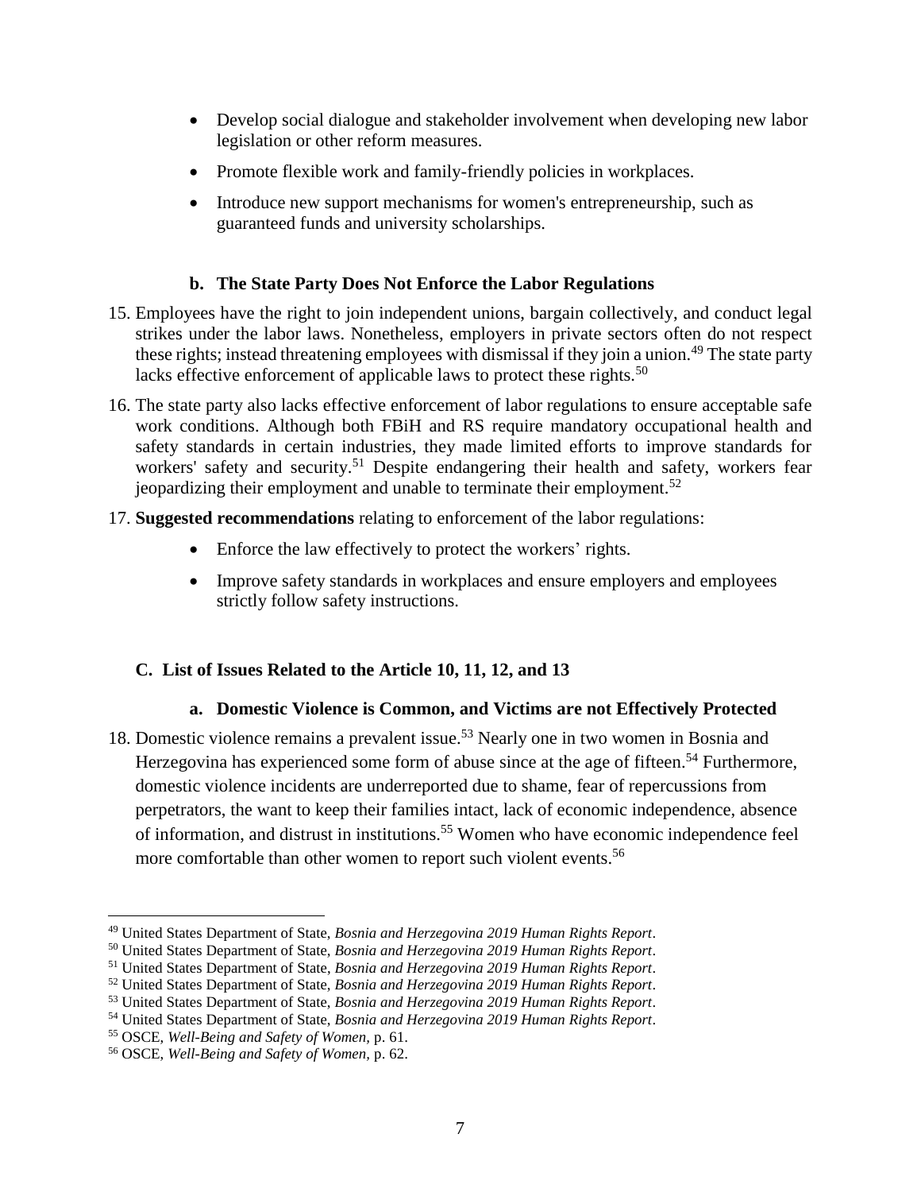- Develop social dialogue and stakeholder involvement when developing new labor legislation or other reform measures.
- Promote flexible work and family-friendly policies in workplaces.
- Introduce new support mechanisms for women's entrepreneurship, such as guaranteed funds and university scholarships.

### b. The State Party Does Not Enforce the Labor Regulations

15. Employees have the right to join independent unions, bargain collectively, and conduct legal strikes under the labor laws. Nonetheless, employers in private sectors often do not respect these rights; instead threatening employees with dismissal if they join a union.[49] The state party lacks effective enforcement of applicable laws to protect these rights.[50]

16. The state party also lacks effective enforcement of labor regulations to ensure acceptable safe work conditions. Although both FBiH and RS require mandatory occupational health and safety standards in certain industries, they made limited efforts to improve standards for workers' safety and security.[51] Despite endangering their health and safety, workers fear jeopardizing their employment and unable to terminate their employment.[52]

17. **Suggested recommendations** relating to enforcement of the labor regulations:
    - Enforce the law effectively to protect the workers' rights.
    - Improve safety standards in workplaces and ensure employers and employees strictly follow safety instructions.

## C. List of Issues Related to the Article 10, 11, 12, and 13

### a. Domestic Violence is Common, and Victims are not Effectively Protected

18. Domestic violence remains a prevalent issue.[53] Nearly one in two women in Bosnia and Herzegovina has experienced some form of abuse since at the age of fifteen.[54] Furthermore, domestic violence incidents are underreported due to shame, fear of repercussions from perpetrators, the want to keep their families intact, lack of economic independence, absence of information, and distrust in institutions.[55] Women who have economic independence feel more comfortable than other women to report such violent events.[56]

---

[49] United States Department of State, *Bosnia and Herzegovina 2019 Human Rights Report*.
[50] United States Department of State, *Bosnia and Herzegovina 2019 Human Rights Report*.
[51] United States Department of State, *Bosnia and Herzegovina 2019 Human Rights Report*.
[52] United States Department of State, *Bosnia and Herzegovina 2019 Human Rights Report*.
[53] United States Department of State, *Bosnia and Herzegovina 2019 Human Rights Report*.
[54] United States Department of State, *Bosnia and Herzegovina 2019 Human Rights Report*.
[55] OSCE, *Well-Being and Safety of Women,* p. 61.
[56] OSCE, *Well-Being and Safety of Women,* p. 62.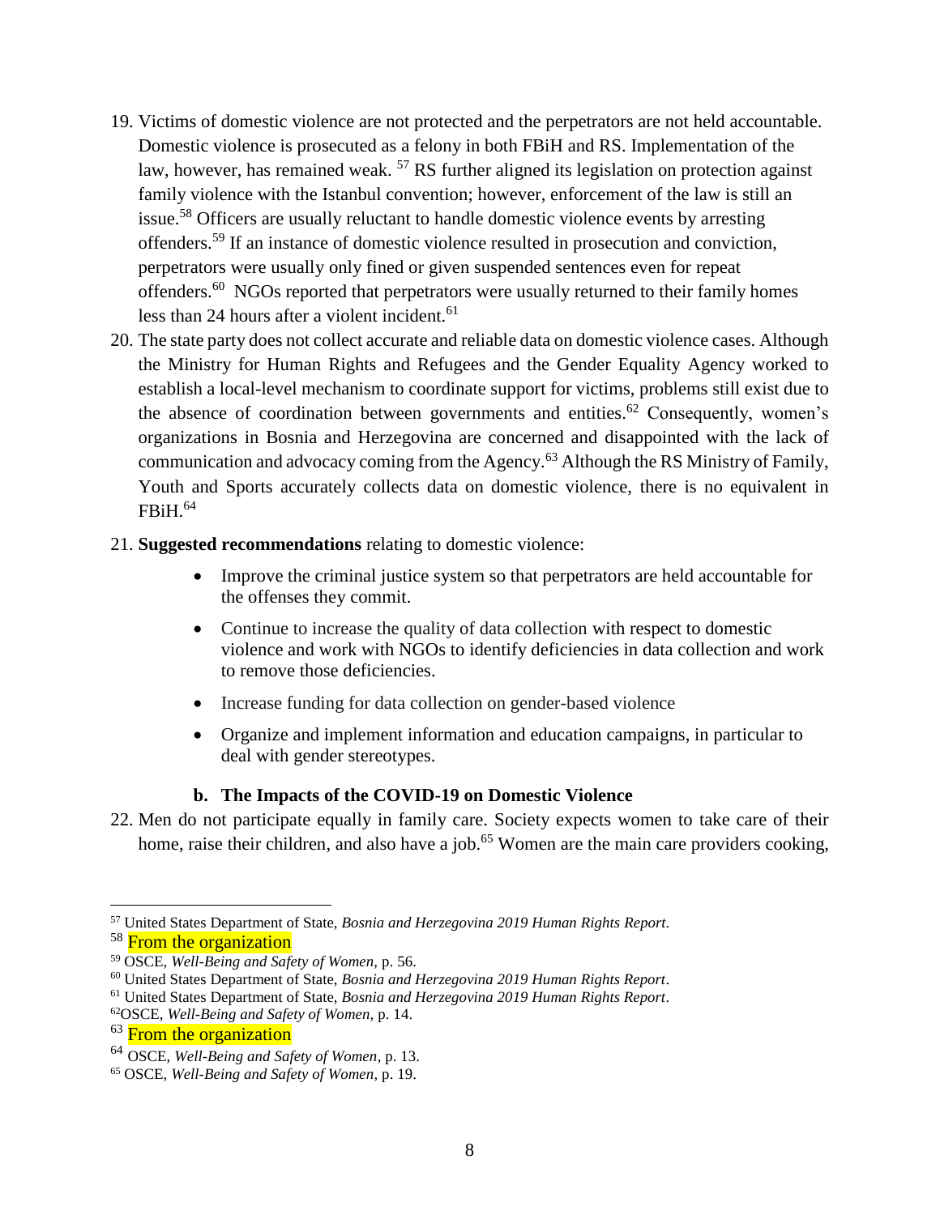19. Victims of domestic violence are not protected and the perpetrators are not held accountable. Domestic violence is prosecuted as a felony in both FBiH and RS. Implementation of the law, however, has remained weak. [57] RS further aligned its legislation on protection against family violence with the Istanbul convention; however, enforcement of the law is still an issue.[58] Officers are usually reluctant to handle domestic violence events by arresting offenders.[59] If an instance of domestic violence resulted in prosecution and conviction, perpetrators were usually only fined or given suspended sentences even for repeat offenders.[60] NGOs reported that perpetrators were usually returned to their family homes less than 24 hours after a violent incident.[61]

20. The state party does not collect accurate and reliable data on domestic violence cases. Although the Ministry for Human Rights and Refugees and the Gender Equality Agency worked to establish a local-level mechanism to coordinate support for victims, problems still exist due to the absence of coordination between governments and entities.[62] Consequently, women's organizations in Bosnia and Herzegovina are concerned and disappointed with the lack of communication and advocacy coming from the Agency.[63] Although the RS Ministry of Family, Youth and Sports accurately collects data on domestic violence, there is no equivalent in FBiH.[64]

21. **Suggested recommendations** relating to domestic violence:

    - Improve the criminal justice system so that perpetrators are held accountable for the offenses they commit.
    - Continue to increase the quality of data collection with respect to domestic violence and work with NGOs to identify deficiencies in data collection and work to remove those deficiencies.
    - Increase funding for data collection on gender-based violence
    - Organize and implement information and education campaigns, in particular to deal with gender stereotypes.

### b. The Impacts of the COVID-19 on Domestic Violence

22. Men do not participate equally in family care. Society expects women to take care of their home, raise their children, and also have a job.[65] Women are the main care providers cooking,

---

[57] United States Department of State, *Bosnia and Herzegovina 2019 Human Rights Report*.

[58] From the organization

[59] OSCE, *Well-Being and Safety of Women*, p. 56.

[60] United States Department of State, *Bosnia and Herzegovina 2019 Human Rights Report*.

[61] United States Department of State, *Bosnia and Herzegovina 2019 Human Rights Report*.

[62] OSCE, *Well-Being and Safety of Women*, p. 14.

[63] From the organization

[64] OSCE, *Well-Being and Safety of Women*, p. 13.

[65] OSCE, *Well-Being and Safety of Women*, p. 19.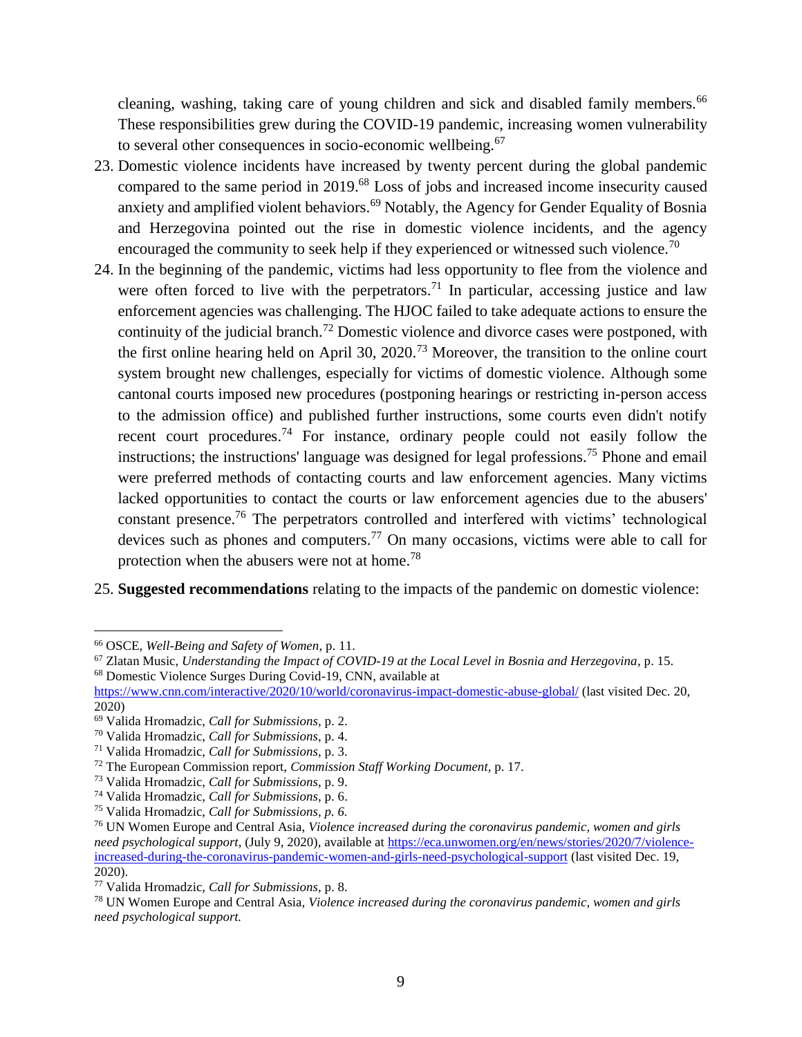cleaning, washing, taking care of young children and sick and disabled family members.[66] These responsibilities grew during the COVID-19 pandemic, increasing women vulnerability to several other consequences in socio-economic wellbeing.[67]

23. Domestic violence incidents have increased by twenty percent during the global pandemic compared to the same period in 2019.[68] Loss of jobs and increased income insecurity caused anxiety and amplified violent behaviors.[69] Notably, the Agency for Gender Equality of Bosnia and Herzegovina pointed out the rise in domestic violence incidents, and the agency encouraged the community to seek help if they experienced or witnessed such violence.[70]
24. In the beginning of the pandemic, victims had less opportunity to flee from the violence and were often forced to live with the perpetrators.[71] In particular, accessing justice and law enforcement agencies was challenging. The HJOC failed to take adequate actions to ensure the continuity of the judicial branch.[72] Domestic violence and divorce cases were postponed, with the first online hearing held on April 30, 2020.[73] Moreover, the transition to the online court system brought new challenges, especially for victims of domestic violence. Although some cantonal courts imposed new procedures (postponing hearings or restricting in-person access to the admission office) and published further instructions, some courts even didn't notify recent court procedures.[74] For instance, ordinary people could not easily follow the instructions; the instructions' language was designed for legal professions.[75] Phone and email were preferred methods of contacting courts and law enforcement agencies. Many victims lacked opportunities to contact the courts or law enforcement agencies due to the abusers' constant presence.[76] The perpetrators controlled and interfered with victims' technological devices such as phones and computers.[77] On many occasions, victims were able to call for protection when the abusers were not at home.[78]
25. **Suggested recommendations** relating to the impacts of the pandemic on domestic violence:

---

[66] OSCE, *Well-Being and Safety of Women*, p. 11.

[67] Zlatan Music, *Understanding the Impact of COVID-19 at the Local Level in Bosnia and Herzegovina*, p. 15.

[68] Domestic Violence Surges During Covid-19, CNN, available at https://www.cnn.com/interactive/2020/10/world/coronavirus-impact-domestic-abuse-global/ (last visited Dec. 20, 2020)

[69] Valida Hromadzic, *Call for Submissions*, p. 2.

[70] Valida Hromadzic, *Call for Submissions*, p. 4.

[71] Valida Hromadzic, *Call for Submissions*, p. 3.

[72] The European Commission report, *Commission Staff Working Document*, p. 17.

[73] Valida Hromadzic, *Call for Submissions*, p. 9.

[74] Valida Hromadzic, *Call for Submissions*, p. 6.

[75] Valida Hromadzic, *Call for Submissions, p. 6.*

[76] UN Women Europe and Central Asia, *Violence increased during the coronavirus pandemic, women and girls need psychological support*, (July 9, 2020), available at https://eca.unwomen.org/en/news/stories/2020/7/violence-increased-during-the-coronavirus-pandemic-women-and-girls-need-psychological-support (last visited Dec. 19, 2020).

[77] Valida Hromadzic, *Call for Submissions*, p. 8.

[78] UN Women Europe and Central Asia, *Violence increased during the coronavirus pandemic, women and girls need psychological support.*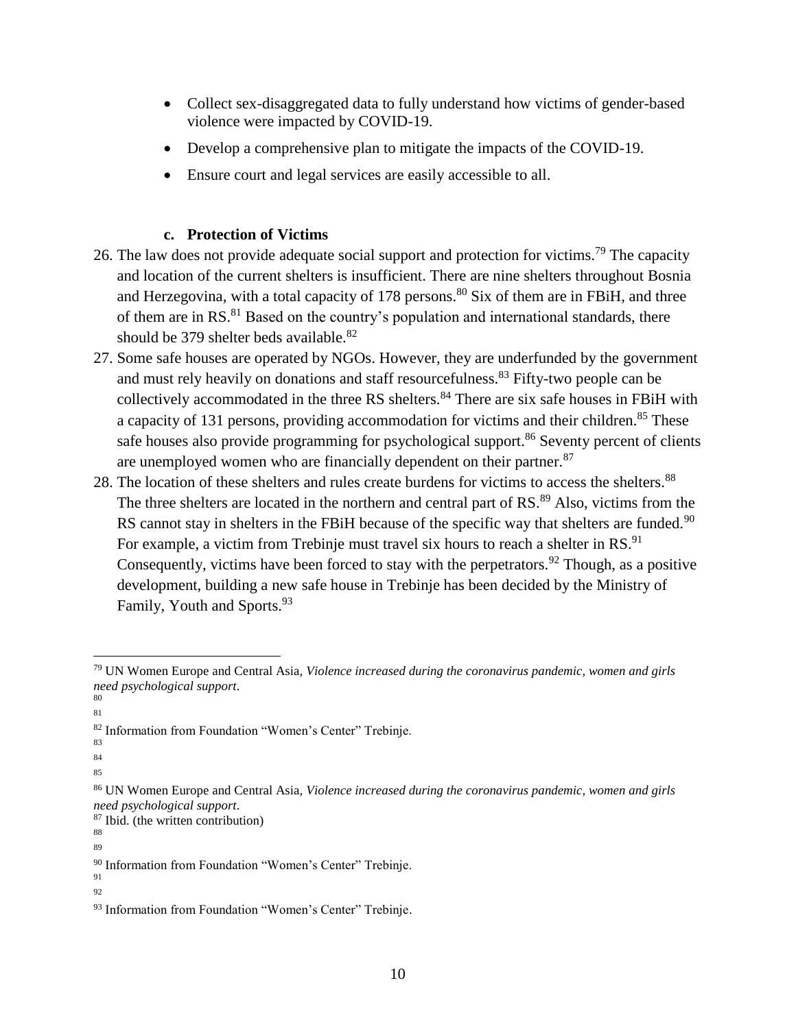- Collect sex-disaggregated data to fully understand how victims of gender-based violence were impacted by COVID-19.
- Develop a comprehensive plan to mitigate the impacts of the COVID-19.
- Ensure court and legal services are easily accessible to all.

### c. Protection of Victims

26. The law does not provide adequate social support and protection for victims.[79] The capacity and location of the current shelters is insufficient. There are nine shelters throughout Bosnia and Herzegovina, with a total capacity of 178 persons.[80] Six of them are in FBiH, and three of them are in RS.[81] Based on the country's population and international standards, there should be 379 shelter beds available.[82]
27. Some safe houses are operated by NGOs. However, they are underfunded by the government and must rely heavily on donations and staff resourcefulness.[83] Fifty-two people can be collectively accommodated in the three RS shelters.[84] There are six safe houses in FBiH with a capacity of 131 persons, providing accommodation for victims and their children.[85] These safe houses also provide programming for psychological support.[86] Seventy percent of clients are unemployed women who are financially dependent on their partner.[87]
28. The location of these shelters and rules create burdens for victims to access the shelters.[88] The three shelters are located in the northern and central part of RS.[89] Also, victims from the RS cannot stay in shelters in the FBiH because of the specific way that shelters are funded.[90] For example, a victim from Trebinje must travel six hours to reach a shelter in RS.[91] Consequently, victims have been forced to stay with the perpetrators.[92] Though, as a positive development, building a new safe house in Trebinje has been decided by the Ministry of Family, Youth and Sports.[93]

---

[79] UN Women Europe and Central Asia, *Violence increased during the coronavirus pandemic, women and girls need psychological support*.

[80]

[81]

[82] Information from Foundation "Women's Center" Trebinje.

[83]

[84]

[85]

[86] UN Women Europe and Central Asia, *Violence increased during the coronavirus pandemic, women and girls need psychological support*.

[87] Ibid. (the written contribution)

[88]

[89]

[90] Information from Foundation "Women's Center" Trebinje.

[91]

[92]

[93] Information from Foundation "Women's Center" Trebinje.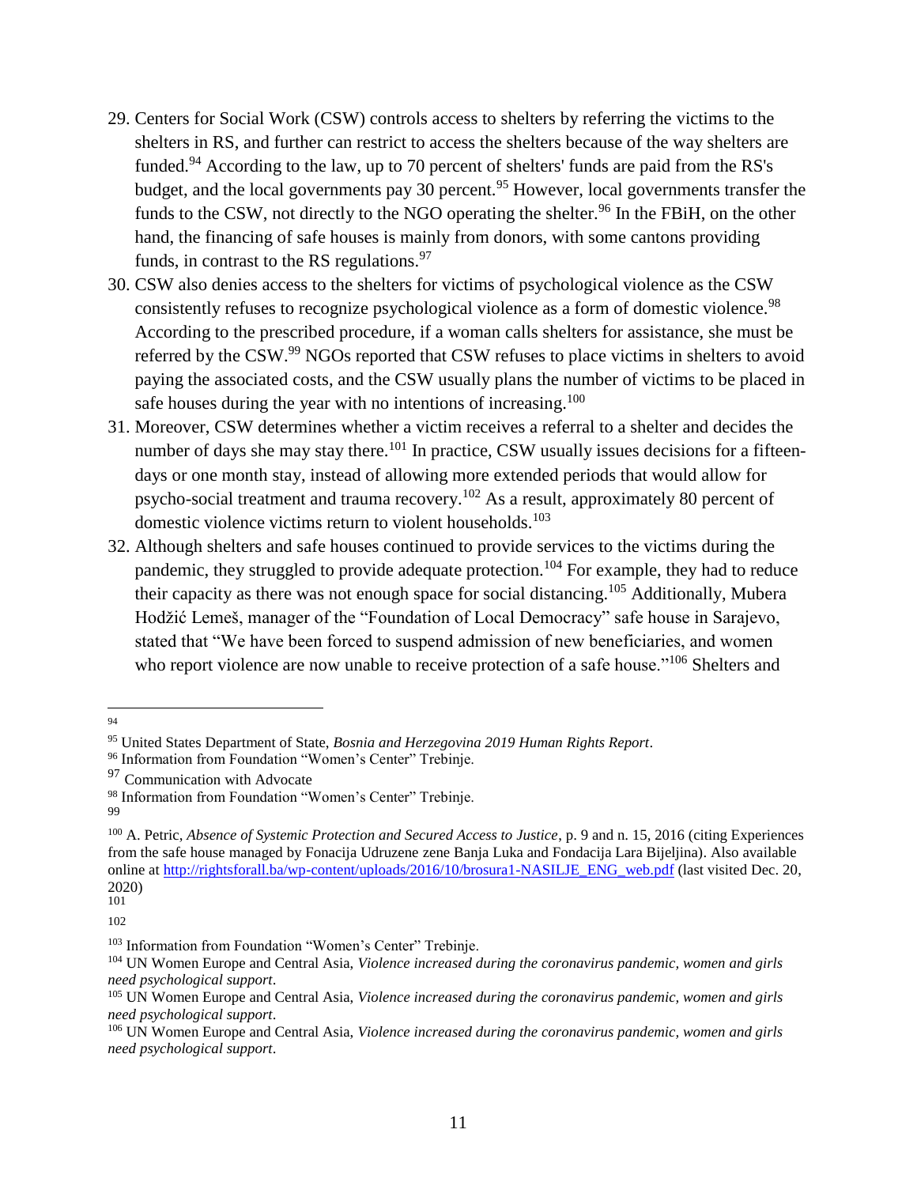29. Centers for Social Work (CSW) controls access to shelters by referring the victims to the shelters in RS, and further can restrict to access the shelters because of the way shelters are funded.[94] According to the law, up to 70 percent of shelters' funds are paid from the RS's budget, and the local governments pay 30 percent.[95] However, local governments transfer the funds to the CSW, not directly to the NGO operating the shelter.[96] In the FBiH, on the other hand, the financing of safe houses is mainly from donors, with some cantons providing funds, in contrast to the RS regulations.[97]
30. CSW also denies access to the shelters for victims of psychological violence as the CSW consistently refuses to recognize psychological violence as a form of domestic violence.[98] According to the prescribed procedure, if a woman calls shelters for assistance, she must be referred by the CSW.[99] NGOs reported that CSW refuses to place victims in shelters to avoid paying the associated costs, and the CSW usually plans the number of victims to be placed in safe houses during the year with no intentions of increasing.[100]
31. Moreover, CSW determines whether a victim receives a referral to a shelter and decides the number of days she may stay there.[101] In practice, CSW usually issues decisions for a fifteen-days or one month stay, instead of allowing more extended periods that would allow for psycho-social treatment and trauma recovery.[102] As a result, approximately 80 percent of domestic violence victims return to violent households.[103]
32. Although shelters and safe houses continued to provide services to the victims during the pandemic, they struggled to provide adequate protection.[104] For example, they had to reduce their capacity as there was not enough space for social distancing.[105] Additionally, Mubera Hodžić Lemeš, manager of the "Foundation of Local Democracy" safe house in Sarajevo, stated that "We have been forced to suspend admission of new beneficiaries, and women who report violence are now unable to receive protection of a safe house."[106] Shelters and

---

94

95 United States Department of State, *Bosnia and Herzegovina 2019 Human Rights Report*.

96 Information from Foundation "Women's Center" Trebinje.

97 Communication with Advocate

98 Information from Foundation "Women's Center" Trebinje.

99

100 A. Petric, *Absence of Systemic Protection and Secured Access to Justice*, p. 9 and n. 15, 2016 (citing Experiences from the safe house managed by Fonacija Udruzene zene Banja Luka and Fondacija Lara Bijeljina). Also available online at http://rightsforall.ba/wp-content/uploads/2016/10/brosura1-NASILJE_ENG_web.pdf (last visited Dec. 20, 2020)

101

102

103 Information from Foundation "Women's Center" Trebinje.

104 UN Women Europe and Central Asia, *Violence increased during the coronavirus pandemic, women and girls need psychological support*.

105 UN Women Europe and Central Asia, *Violence increased during the coronavirus pandemic, women and girls need psychological support*.

106 UN Women Europe and Central Asia, *Violence increased during the coronavirus pandemic, women and girls need psychological support*.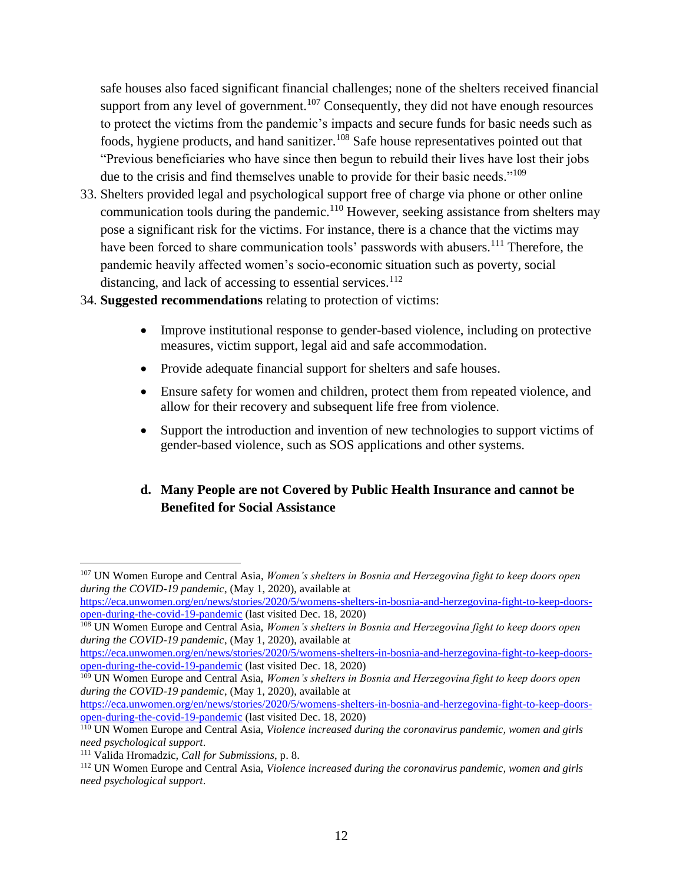safe houses also faced significant financial challenges; none of the shelters received financial support from any level of government.[107] Consequently, they did not have enough resources to protect the victims from the pandemic's impacts and secure funds for basic needs such as foods, hygiene products, and hand sanitizer.[108] Safe house representatives pointed out that "Previous beneficiaries who have since then begun to rebuild their lives have lost their jobs due to the crisis and find themselves unable to provide for their basic needs."[109]

33. Shelters provided legal and psychological support free of charge via phone or other online communication tools during the pandemic.[110] However, seeking assistance from shelters may pose a significant risk for the victims. For instance, there is a chance that the victims may have been forced to share communication tools' passwords with abusers.[111] Therefore, the pandemic heavily affected women's socio-economic situation such as poverty, social distancing, and lack of accessing to essential services.[112]

34. **Suggested recommendations** relating to protection of victims:

- Improve institutional response to gender-based violence, including on protective measures, victim support, legal aid and safe accommodation.
- Provide adequate financial support for shelters and safe houses.
- Ensure safety for women and children, protect them from repeated violence, and allow for their recovery and subsequent life free from violence.
- Support the introduction and invention of new technologies to support victims of gender-based violence, such as SOS applications and other systems.

### d. Many People are not Covered by Public Health Insurance and cannot be Benefited for Social Assistance

---

[107] UN Women Europe and Central Asia, *Women's shelters in Bosnia and Herzegovina fight to keep doors open during the COVID-19 pandemic*, (May 1, 2020), available at https://eca.unwomen.org/en/news/stories/2020/5/womens-shelters-in-bosnia-and-herzegovina-fight-to-keep-doors-open-during-the-covid-19-pandemic (last visited Dec. 18, 2020)

[108] UN Women Europe and Central Asia, *Women's shelters in Bosnia and Herzegovina fight to keep doors open during the COVID-19 pandemic*, (May 1, 2020), available at https://eca.unwomen.org/en/news/stories/2020/5/womens-shelters-in-bosnia-and-herzegovina-fight-to-keep-doors-open-during-the-covid-19-pandemic (last visited Dec. 18, 2020)

[109] UN Women Europe and Central Asia, *Women's shelters in Bosnia and Herzegovina fight to keep doors open during the COVID-19 pandemic*, (May 1, 2020), available at https://eca.unwomen.org/en/news/stories/2020/5/womens-shelters-in-bosnia-and-herzegovina-fight-to-keep-doors-open-during-the-covid-19-pandemic (last visited Dec. 18, 2020)

[110] UN Women Europe and Central Asia, *Violence increased during the coronavirus pandemic, women and girls need psychological support*.

[111] Valida Hromadzic, *Call for Submissions*, p. 8.

[112] UN Women Europe and Central Asia, *Violence increased during the coronavirus pandemic, women and girls need psychological support*.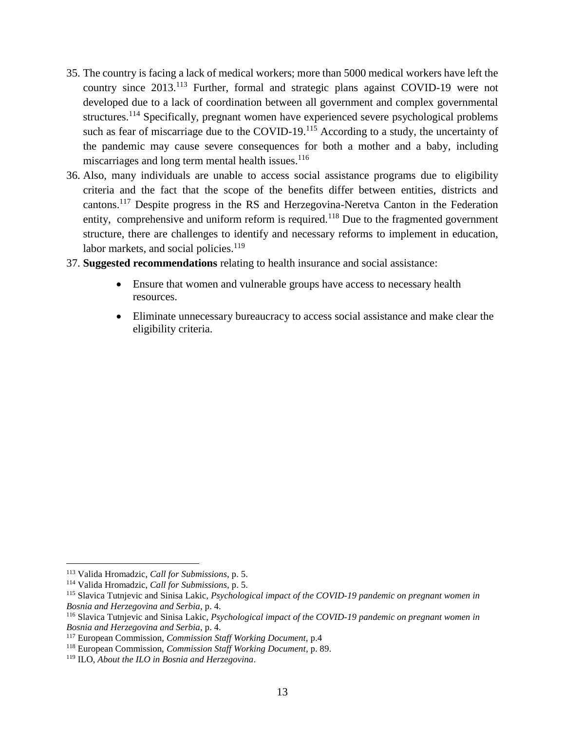35. The country is facing a lack of medical workers; more than 5000 medical workers have left the country since 2013.[113] Further, formal and strategic plans against COVID-19 were not developed due to a lack of coordination between all government and complex governmental structures.[114] Specifically, pregnant women have experienced severe psychological problems such as fear of miscarriage due to the COVID-19.[115] According to a study, the uncertainty of the pandemic may cause severe consequences for both a mother and a baby, including miscarriages and long term mental health issues.[116]
36. Also, many individuals are unable to access social assistance programs due to eligibility criteria and the fact that the scope of the benefits differ between entities, districts and cantons.[117] Despite progress in the RS and Herzegovina-Neretva Canton in the Federation entity, comprehensive and uniform reform is required.[118] Due to the fragmented government structure, there are challenges to identify and necessary reforms to implement in education, labor markets, and social policies.[119]
37. **Suggested recommendations** relating to health insurance and social assistance:
    - Ensure that women and vulnerable groups have access to necessary health resources.
    - Eliminate unnecessary bureaucracy to access social assistance and make clear the eligibility criteria.

---

[113] Valida Hromadzic, *Call for Submissions*, p. 5.
[114] Valida Hromadzic, *Call for Submissions*, p. 5.
[115] Slavica Tutnjevic and Sinisa Lakic, *Psychological impact of the COVID-19 pandemic on pregnant women in Bosnia and Herzegovina and Serbia*, p. 4.
[116] Slavica Tutnjevic and Sinisa Lakic, *Psychological impact of the COVID-19 pandemic on pregnant women in Bosnia and Herzegovina and Serbia*, p. 4.
[117] European Commission, *Commission Staff Working Document*, p.4
[118] European Commission, *Commission Staff Working Document*, p. 89.
[119] ILO, *About the ILO in Bosnia and Herzegovina*.